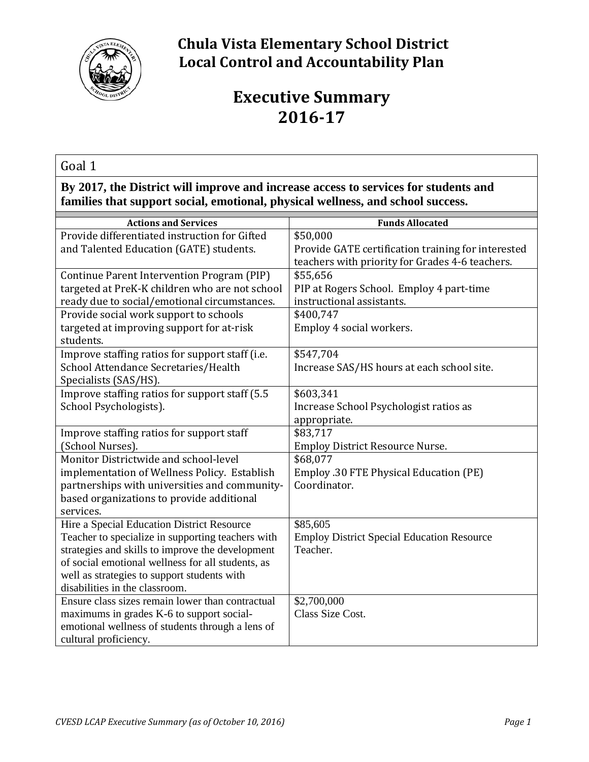# Chula Vista Elementary School District
# Local Control and Accountability Plan

## Executive Summary
## 2016-17

### Goal 1

**By 2017, the District will improve and increase access to services for students and families that support social, emotional, physical wellness, and school success.**

| Actions and Services | Funds Allocated |
|---|---|
| Provide differentiated instruction for Gifted and Talented Education (GATE) students. | $50,000<br>Provide GATE certification training for interested teachers with priority for Grades 4-6 teachers. |
| Continue Parent Intervention Program (PIP) targeted at PreK-K children who are not school ready due to social/emotional circumstances. | $55,656<br>PIP at Rogers School. Employ 4 part-time instructional assistants. |
| Provide social work support to schools targeted at improving support for at-risk students. | $400,747<br>Employ 4 social workers. |
| Improve staffing ratios for support staff (i.e. School Attendance Secretaries/Health Specialists (SAS/HS). | $547,704<br>Increase SAS/HS hours at each school site. |
| Improve staffing ratios for support staff (5.5 School Psychologists). | $603,341<br>Increase School Psychologist ratios as appropriate. |
| Improve staffing ratios for support staff (School Nurses). | $83,717<br>Employ District Resource Nurse. |
| Monitor Districtwide and school-level implementation of Wellness Policy. Establish partnerships with universities and community-based organizations to provide additional services. | $68,077<br>Employ .30 FTE Physical Education (PE) Coordinator. |
| Hire a Special Education District Resource Teacher to specialize in supporting teachers with strategies and skills to improve the development of social emotional wellness for all students, as well as strategies to support students with disabilities in the classroom. | $85,605<br>Employ District Special Education Resource Teacher. |
| Ensure class sizes remain lower than contractual maximums in grades K-6 to support social-emotional wellness of students through a lens of cultural proficiency. | $2,700,000<br>Class Size Cost. |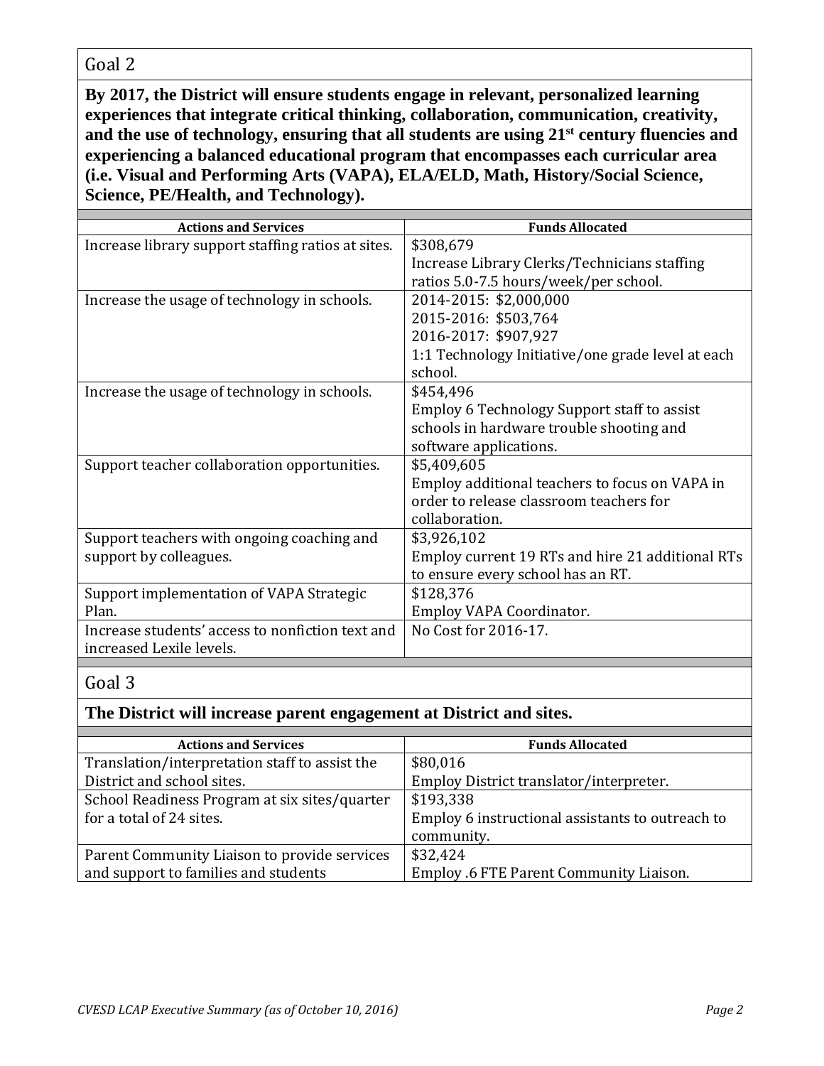## Goal 2

**By 2017, the District will ensure students engage in relevant, personalized learning experiences that integrate critical thinking, collaboration, communication, creativity, and the use of technology, ensuring that all students are using 21st century fluencies and experiencing a balanced educational program that encompasses each curricular area (i.e. Visual and Performing Arts (VAPA), ELA/ELD, Math, History/Social Science, Science, PE/Health, and Technology).**

| Actions and Services | Funds Allocated |
|---|---|
| Increase library support staffing ratios at sites. | $308,679<br>Increase Library Clerks/Technicians staffing ratios 5.0-7.5 hours/week/per school. |
| Increase the usage of technology in schools. | 2014-2015: $2,000,000<br>2015-2016: $503,764<br>2016-2017: $907,927<br>1:1 Technology Initiative/one grade level at each school. |
| Increase the usage of technology in schools. | $454,496<br>Employ 6 Technology Support staff to assist schools in hardware trouble shooting and software applications. |
| Support teacher collaboration opportunities. | $5,409,605<br>Employ additional teachers to focus on VAPA in order to release classroom teachers for collaboration. |
| Support teachers with ongoing coaching and support by colleagues. | $3,926,102<br>Employ current 19 RTs and hire 21 additional RTs to ensure every school has an RT. |
| Support implementation of VAPA Strategic Plan. | $128,376<br>Employ VAPA Coordinator. |
| Increase students' access to nonfiction text and increased Lexile levels. | No Cost for 2016-17. |

## Goal 3

**The District will increase parent engagement at District and sites.**

| Actions and Services | Funds Allocated |
|---|---|
| Translation/interpretation staff to assist the District and school sites. | $80,016<br>Employ District translator/interpreter. |
| School Readiness Program at six sites/quarter for a total of 24 sites. | $193,338<br>Employ 6 instructional assistants to outreach to community. |
| Parent Community Liaison to provide services and support to families and students | $32,424<br>Employ .6 FTE Parent Community Liaison. |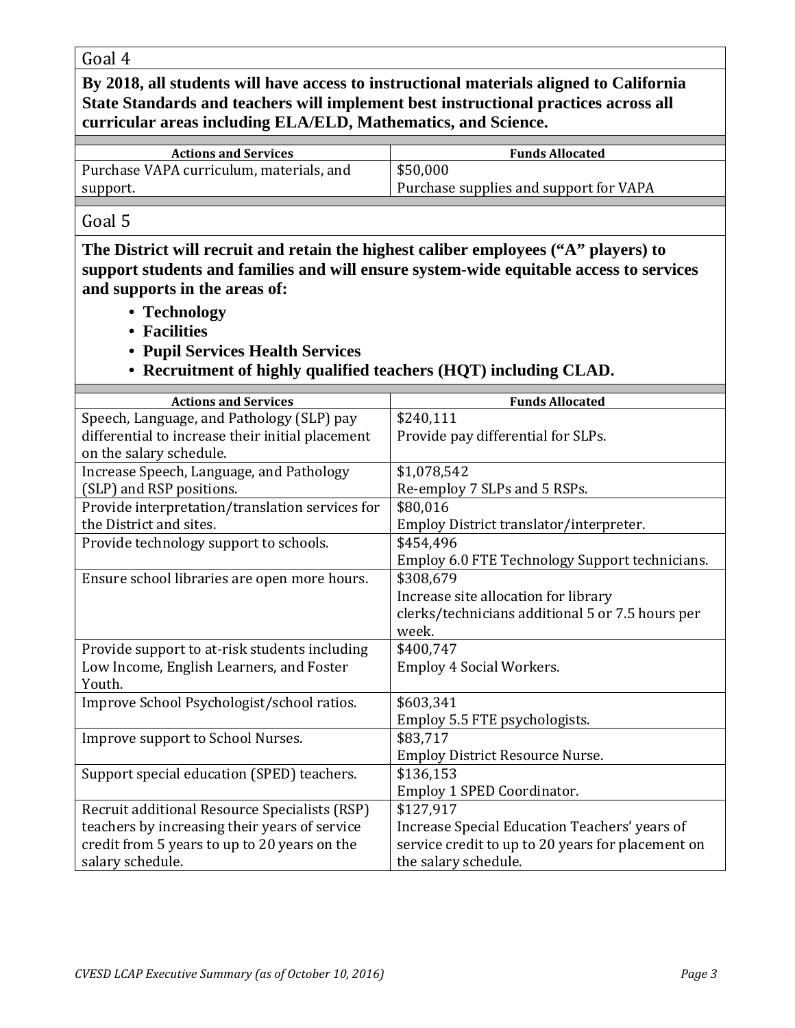## Goal 4

**By 2018, all students will have access to instructional materials aligned to California State Standards and teachers will implement best instructional practices across all curricular areas including ELA/ELD, Mathematics, and Science.**

| Actions and Services | Funds Allocated |
|---|---|
| Purchase VAPA curriculum, materials, and support. | $50,000<br>Purchase supplies and support for VAPA |

## Goal 5

**The District will recruit and retain the highest caliber employees ("A" players) to support students and families and will ensure system-wide equitable access to services and supports in the areas of:**

- **Technology**
- **Facilities**
- **Pupil Services Health Services**
- **Recruitment of highly qualified teachers (HQT) including CLAD.**

| Actions and Services | Funds Allocated |
|---|---|
| Speech, Language, and Pathology (SLP) pay differential to increase their initial placement on the salary schedule. | $240,111<br>Provide pay differential for SLPs. |
| Increase Speech, Language, and Pathology (SLP) and RSP positions. | $1,078,542<br>Re-employ 7 SLPs and 5 RSPs. |
| Provide interpretation/translation services for the District and sites. | $80,016<br>Employ District translator/interpreter. |
| Provide technology support to schools. | $454,496<br>Employ 6.0 FTE Technology Support technicians. |
| Ensure school libraries are open more hours. | $308,679<br>Increase site allocation for library clerks/technicians additional 5 or 7.5 hours per week. |
| Provide support to at-risk students including Low Income, English Learners, and Foster Youth. | $400,747<br>Employ 4 Social Workers. |
| Improve School Psychologist/school ratios. | $603,341<br>Employ 5.5 FTE psychologists. |
| Improve support to School Nurses. | $83,717<br>Employ District Resource Nurse. |
| Support special education (SPED) teachers. | $136,153<br>Employ 1 SPED Coordinator. |
| Recruit additional Resource Specialists (RSP) teachers by increasing their years of service credit from 5 years to up to 20 years on the salary schedule. | $127,917<br>Increase Special Education Teachers' years of service credit to up to 20 years for placement on the salary schedule. |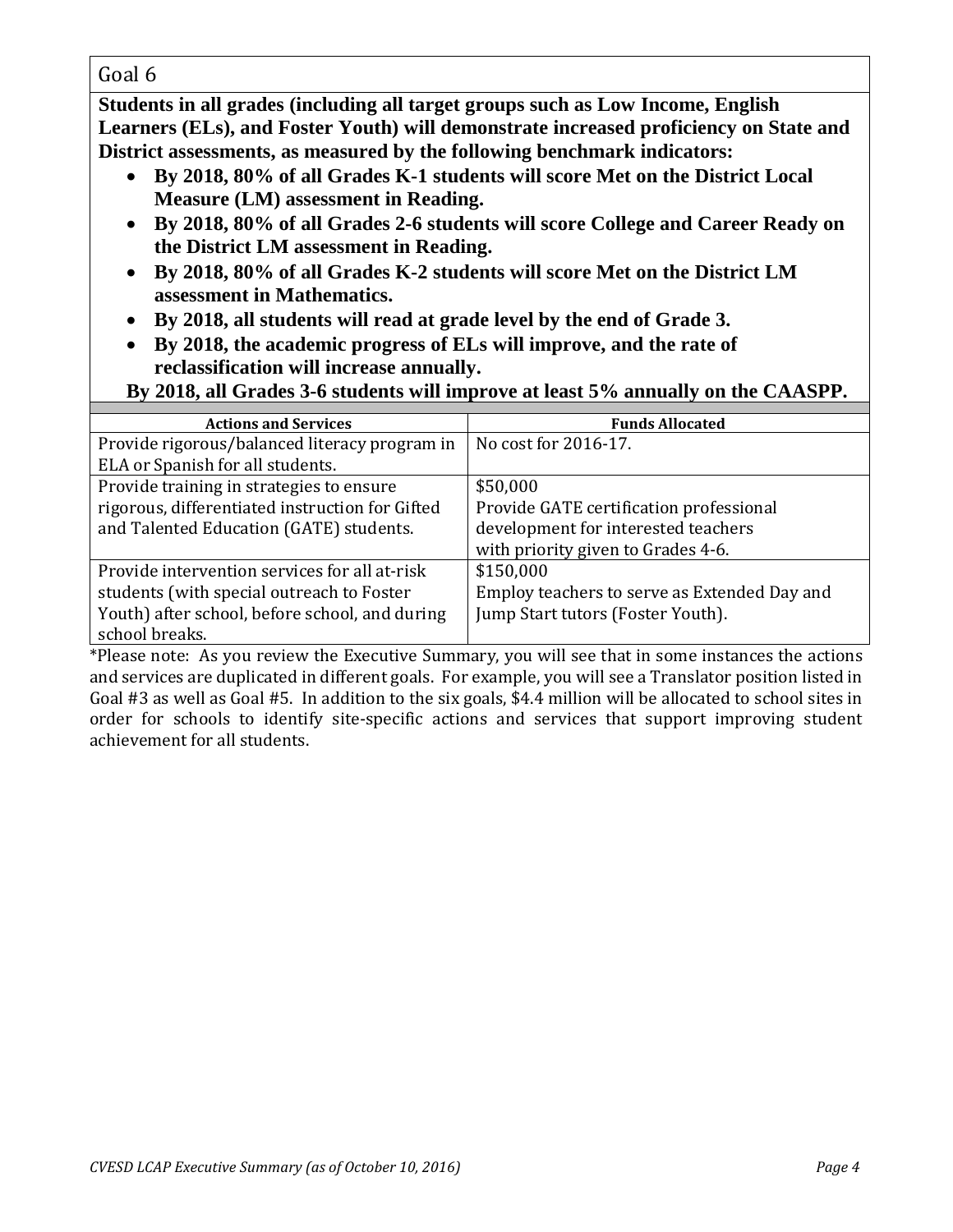## Goal 6

**Students in all grades (including all target groups such as Low Income, English Learners (ELs), and Foster Youth) will demonstrate increased proficiency on State and District assessments, as measured by the following benchmark indicators:**

- **By 2018, 80% of all Grades K-1 students will score Met on the District Local Measure (LM) assessment in Reading.**
- **By 2018, 80% of all Grades 2-6 students will score College and Career Ready on the District LM assessment in Reading.**
- **By 2018, 80% of all Grades K-2 students will score Met on the District LM assessment in Mathematics.**
- **By 2018, all students will read at grade level by the end of Grade 3.**
- **By 2018, the academic progress of ELs will improve, and the rate of reclassification will increase annually.**

**By 2018, all Grades 3-6 students will improve at least 5% annually on the CAASPP.**

| Actions and Services | Funds Allocated |
|---|---|
| Provide rigorous/balanced literacy program in ELA or Spanish for all students. | No cost for 2016-17. |
| Provide training in strategies to ensure rigorous, differentiated instruction for Gifted and Talented Education (GATE) students. | $50,000<br>Provide GATE certification professional development for interested teachers with priority given to Grades 4-6. |
| Provide intervention services for all at-risk students (with special outreach to Foster Youth) after school, before school, and during school breaks. | $150,000<br>Employ teachers to serve as Extended Day and Jump Start tutors (Foster Youth). |

*Please note: As you review the Executive Summary, you will see that in some instances the actions and services are duplicated in different goals. For example, you will see a Translator position listed in Goal #3 as well as Goal #5. In addition to the six goals, $4.4 million will be allocated to school sites in order for schools to identify site-specific actions and services that support improving student achievement for all students.